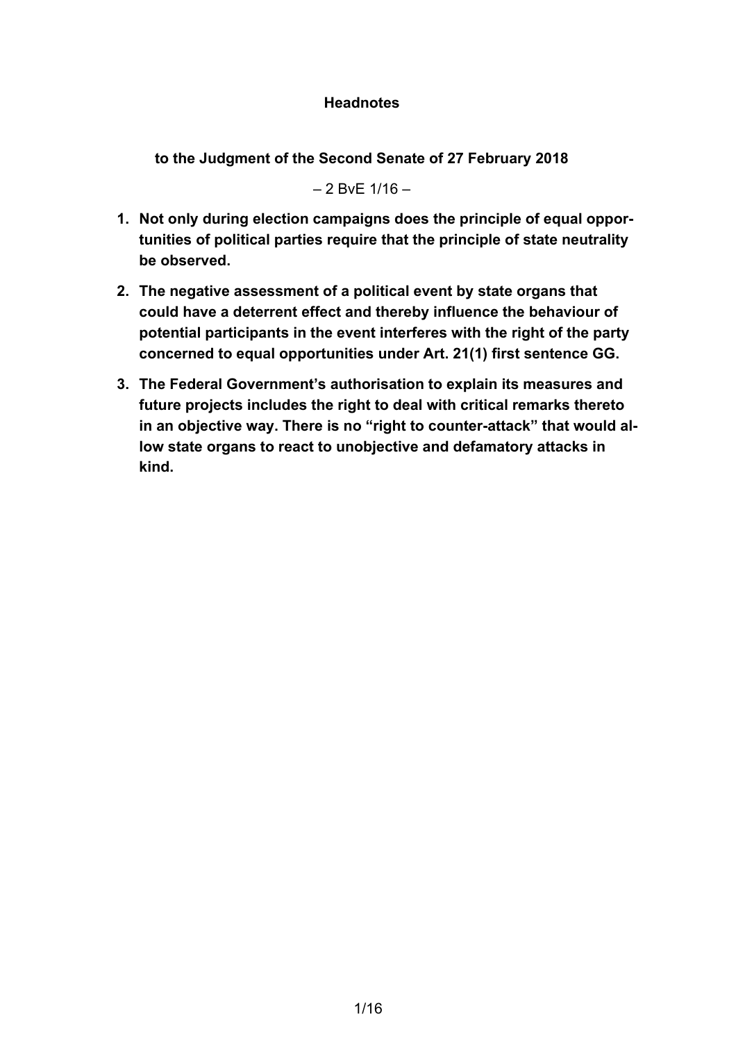# Headnotes

**to the Judgment of the Second Senate of 27 February 2018**

– 2 BvE 1/16 –

1. **Not only during election campaigns does the principle of equal opportunities of political parties require that the principle of state neutrality be observed.**
2. **The negative assessment of a political event by state organs that could have a deterrent effect and thereby influence the behaviour of potential participants in the event interferes with the right of the party concerned to equal opportunities under Art. 21(1) first sentence GG.**
3. **The Federal Government's authorisation to explain its measures and future projects includes the right to deal with critical remarks thereto in an objective way. There is no "right to counter-attack" that would allow state organs to react to unobjective and defamatory attacks in kind.**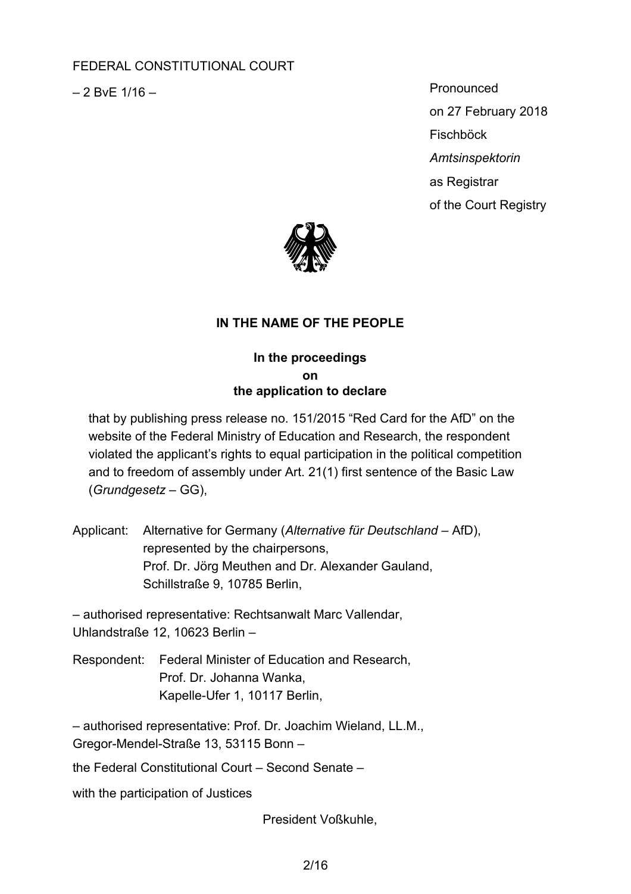FEDERAL CONSTITUTIONAL COURT

– 2 BvE 1/16 –

Pronounced
on 27 February 2018
Fischböck
*Amtsinspektorin*
as Registrar
of the Court Registry

**IN THE NAME OF THE PEOPLE**

**In the proceedings**
**on**
**the application to declare**

that by publishing press release no. 151/2015 "Red Card for the AfD" on the website of the Federal Ministry of Education and Research, the respondent violated the applicant's rights to equal participation in the political competition and to freedom of assembly under Art. 21(1) first sentence of the Basic Law (*Grundgesetz* – GG),

Applicant: Alternative for Germany (*Alternative für Deutschland* – AfD),
represented by the chairpersons,
Prof. Dr. Jörg Meuthen and Dr. Alexander Gauland,
Schillstraße 9, 10785 Berlin,

– authorised representative: Rechtsanwalt Marc Vallendar,
Uhlandstraße 12, 10623 Berlin –

Respondent: Federal Minister of Education and Research,
Prof. Dr. Johanna Wanka,
Kapelle-Ufer 1, 10117 Berlin,

– authorised representative: Prof. Dr. Joachim Wieland, LL.M.,
Gregor-Mendel-Straße 13, 53115 Bonn –

the Federal Constitutional Court – Second Senate –

with the participation of Justices

President Voßkuhle,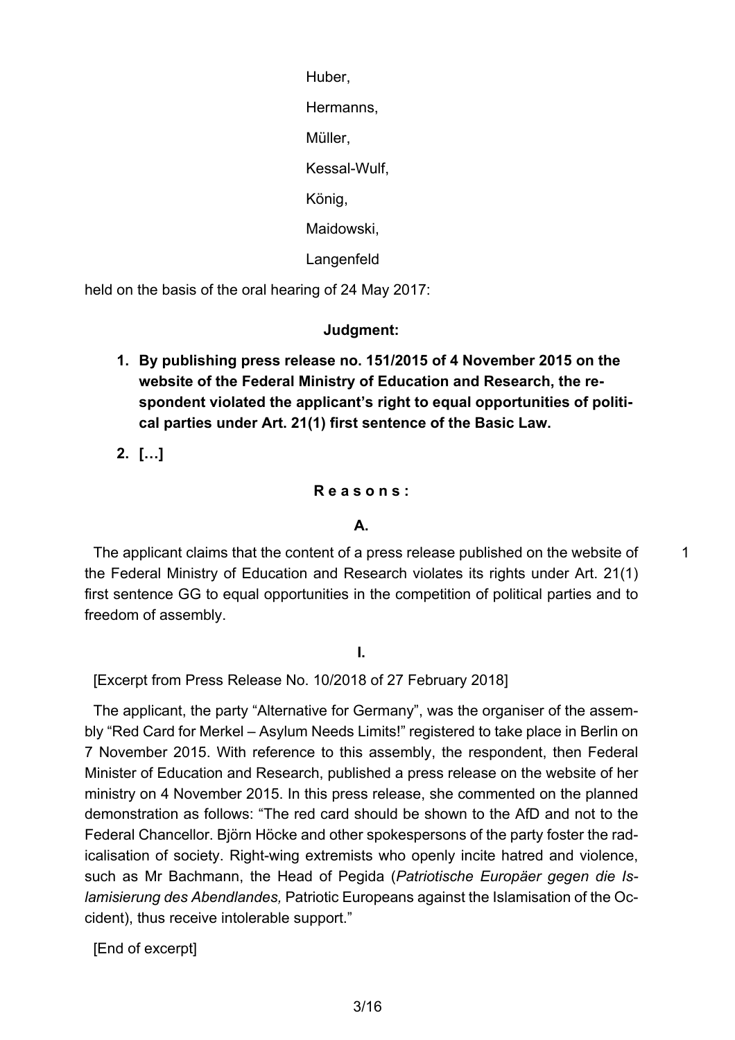Huber,

Hermanns,

Müller,

Kessal-Wulf,

König,

Maidowski,

Langenfeld

held on the basis of the oral hearing of 24 May 2017:

**Judgment:**

1. **By publishing press release no. 151/2015 of 4 November 2015 on the website of the Federal Ministry of Education and Research, the respondent violated the applicant's right to equal opportunities of political parties under Art. 21(1) first sentence of the Basic Law.**
2. **[…]**

**R e a s o n s :**

**A.**

The applicant claims that the content of a press release published on the website of the Federal Ministry of Education and Research violates its rights under Art. 21(1) first sentence GG to equal opportunities in the competition of political parties and to freedom of assembly. 1

**I.**

[Excerpt from Press Release No. 10/2018 of 27 February 2018]

The applicant, the party "Alternative for Germany", was the organiser of the assembly "Red Card for Merkel – Asylum Needs Limits!" registered to take place in Berlin on 7 November 2015. With reference to this assembly, the respondent, then Federal Minister of Education and Research, published a press release on the website of her ministry on 4 November 2015. In this press release, she commented on the planned demonstration as follows: "The red card should be shown to the AfD and not to the Federal Chancellor. Björn Höcke and other spokespersons of the party foster the radicalisation of society. Right-wing extremists who openly incite hatred and violence, such as Mr Bachmann, the Head of Pegida (*Patriotische Europäer gegen die Islamisierung des Abendlandes,* Patriotic Europeans against the Islamisation of the Occident), thus receive intolerable support."

[End of excerpt]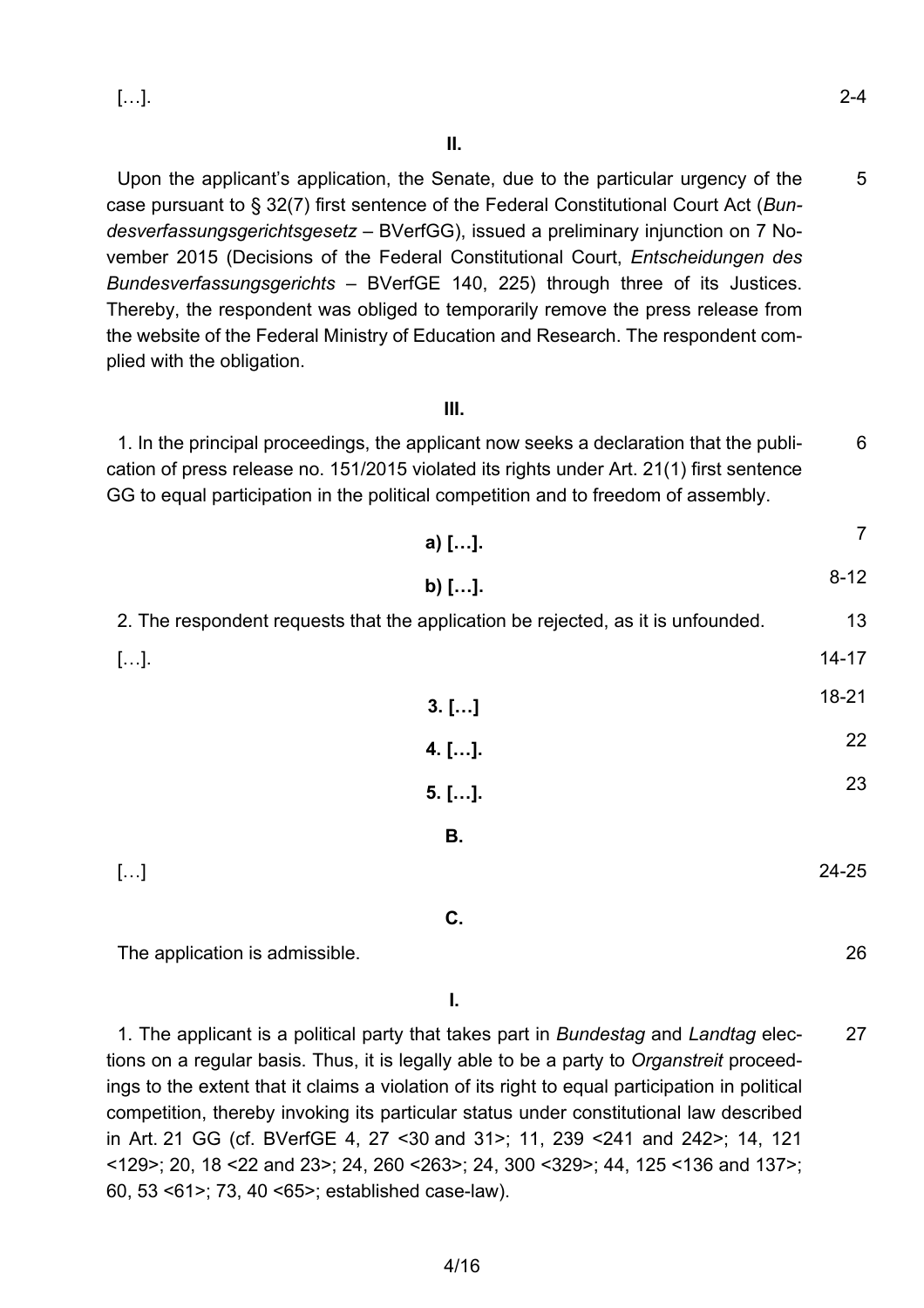[…]. 2-4

**II.**

Upon the applicant's application, the Senate, due to the particular urgency of the case pursuant to § 32(7) first sentence of the Federal Constitutional Court Act (*Bundesverfassungsgerichtsgesetz* – BVerfGG), issued a preliminary injunction on 7 November 2015 (Decisions of the Federal Constitutional Court, *Entscheidungen des Bundesverfassungsgerichts* – BVerfGE 140, 225) through three of its Justices. Thereby, the respondent was obliged to temporarily remove the press release from the website of the Federal Ministry of Education and Research. The respondent complied with the obligation. 5

**III.**

1. In the principal proceedings, the applicant now seeks a declaration that the publication of press release no. 151/2015 violated its rights under Art. 21(1) first sentence GG to equal participation in the political competition and to freedom of assembly. 6

**a) […].** 7

**b) […].** 8-12

2. The respondent requests that the application be rejected, as it is unfounded. 13

[…]. 14-17

**3. […]** 18-21

**4. […].** 22

**5. […].** 23

**B.**

[…] 24-25

**C.**

The application is admissible. 26

**I.**

1. The applicant is a political party that takes part in *Bundestag* and *Landtag* elections on a regular basis. Thus, it is legally able to be a party to *Organstreit* proceedings to the extent that it claims a violation of its right to equal participation in political competition, thereby invoking its particular status under constitutional law described in Art. 21 GG (cf. BVerfGE 4, 27 <30 and 31>; 11, 239 <241 and 242>; 14, 121 <129>; 20, 18 <22 and 23>; 24, 260 <263>; 24, 300 <329>; 44, 125 <136 and 137>; 60, 53 <61>; 73, 40 <65>; established case-law). 27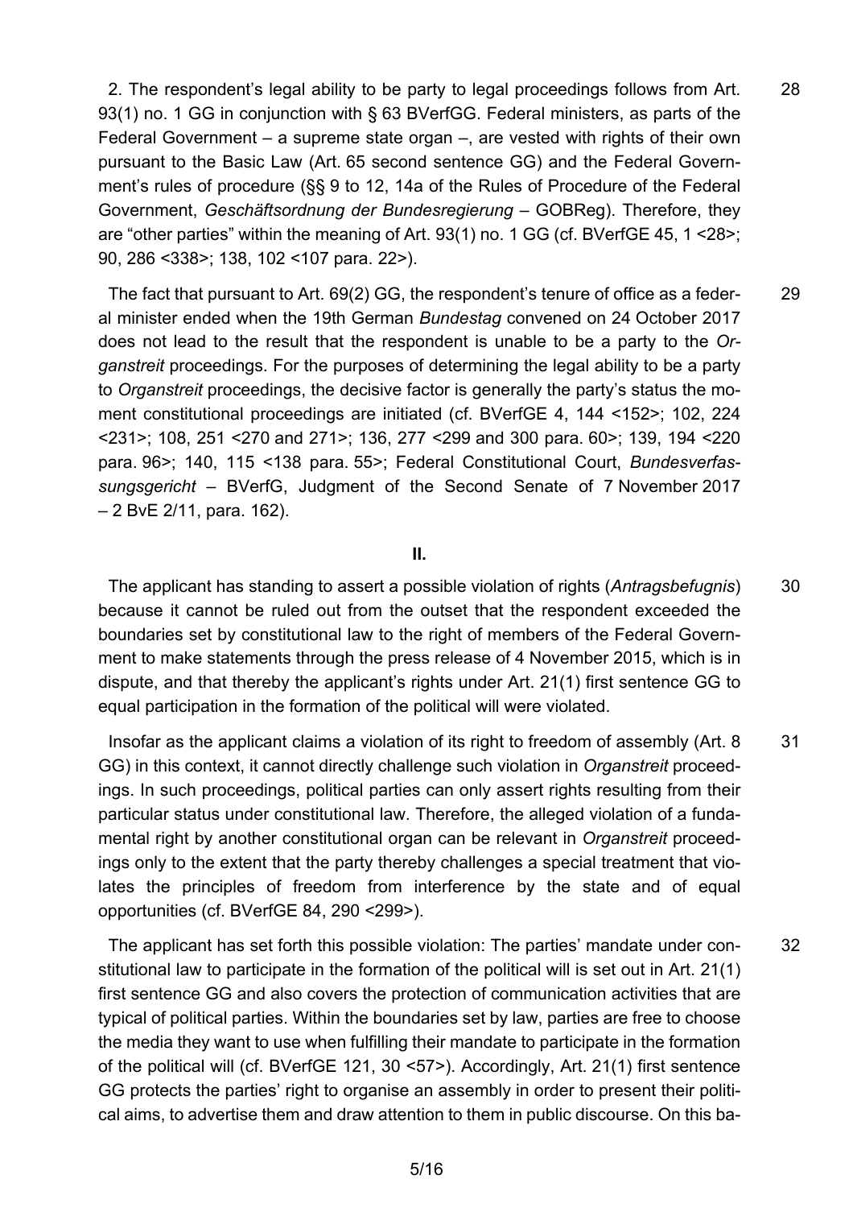2. The respondent's legal ability to be party to legal proceedings follows from Art. 93(1) no. 1 GG in conjunction with § 63 BVerfGG. Federal ministers, as parts of the Federal Government – a supreme state organ –, are vested with rights of their own pursuant to the Basic Law (Art. 65 second sentence GG) and the Federal Government's rules of procedure (§§ 9 to 12, 14a of the Rules of Procedure of the Federal Government, *Geschäftsordnung der Bundesregierung* – GOBReg). Therefore, they are "other parties" within the meaning of Art. 93(1) no. 1 GG (cf. BVerfGE 45, 1 <28>; 90, 286 <338>; 138, 102 <107 para. 22>). 28

The fact that pursuant to Art. 69(2) GG, the respondent's tenure of office as a federal minister ended when the 19th German *Bundestag* convened on 24 October 2017 does not lead to the result that the respondent is unable to be a party to the *Organstreit* proceedings. For the purposes of determining the legal ability to be a party to *Organstreit* proceedings, the decisive factor is generally the party's status the moment constitutional proceedings are initiated (cf. BVerfGE 4, 144 <152>; 102, 224 <231>; 108, 251 <270 and 271>; 136, 277 <299 and 300 para. 60>; 139, 194 <220 para. 96>; 140, 115 <138 para. 55>; Federal Constitutional Court, *Bundesverfassungsgericht* – BVerfG, Judgment of the Second Senate of 7 November 2017 – 2 BvE 2/11, para. 162). 29

**II.**

The applicant has standing to assert a possible violation of rights (*Antragsbefugnis*) because it cannot be ruled out from the outset that the respondent exceeded the boundaries set by constitutional law to the right of members of the Federal Government to make statements through the press release of 4 November 2015, which is in dispute, and that thereby the applicant's rights under Art. 21(1) first sentence GG to equal participation in the formation of the political will were violated. 30

Insofar as the applicant claims a violation of its right to freedom of assembly (Art. 8 GG) in this context, it cannot directly challenge such violation in *Organstreit* proceedings. In such proceedings, political parties can only assert rights resulting from their particular status under constitutional law. Therefore, the alleged violation of a fundamental right by another constitutional organ can be relevant in *Organstreit* proceedings only to the extent that the party thereby challenges a special treatment that violates the principles of freedom from interference by the state and of equal opportunities (cf. BVerfGE 84, 290 <299>). 31

The applicant has set forth this possible violation: The parties' mandate under constitutional law to participate in the formation of the political will is set out in Art. 21(1) first sentence GG and also covers the protection of communication activities that are typical of political parties. Within the boundaries set by law, parties are free to choose the media they want to use when fulfilling their mandate to participate in the formation of the political will (cf. BVerfGE 121, 30 <57>). Accordingly, Art. 21(1) first sentence GG protects the parties' right to organise an assembly in order to present their political aims, to advertise them and draw attention to them in public discourse. On this ba- 32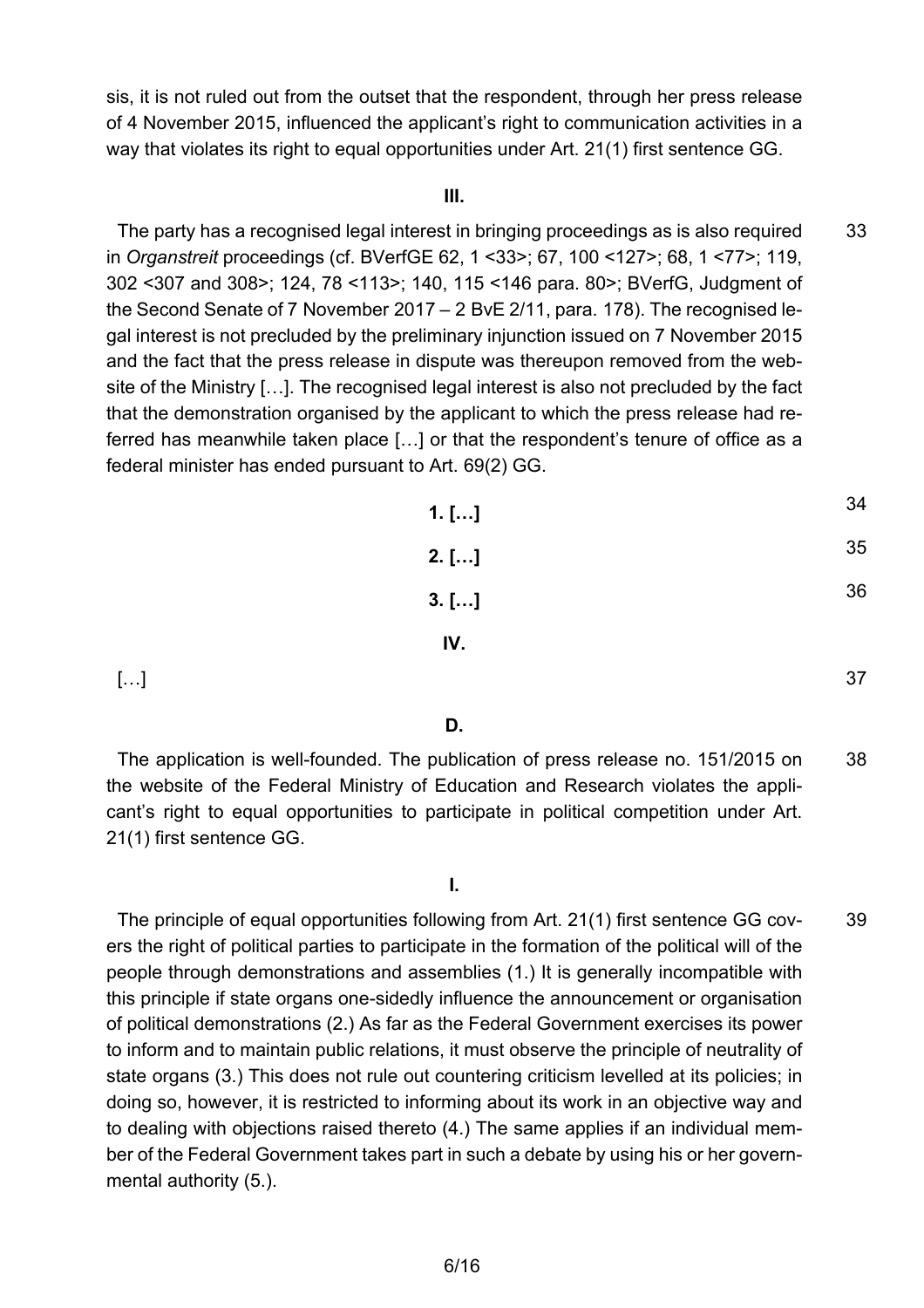sis, it is not ruled out from the outset that the respondent, through her press release of 4 November 2015, influenced the applicant's right to communication activities in a way that violates its right to equal opportunities under Art. 21(1) first sentence GG.

### III.

33 The party has a recognised legal interest in bringing proceedings as is also required in *Organstreit* proceedings (cf. BVerfGE 62, 1 <33>; 67, 100 <127>; 68, 1 <77>; 119, 302 <307 and 308>; 124, 78 <113>; 140, 115 <146 para. 80>; BVerfG, Judgment of the Second Senate of 7 November 2017 – 2 BvE 2/11, para. 178). The recognised legal interest is not precluded by the preliminary injunction issued on 7 November 2015 and the fact that the press release in dispute was thereupon removed from the website of the Ministry […]. The recognised legal interest is also not precluded by the fact that the demonstration organised by the applicant to which the press release had referred has meanwhile taken place […] or that the respondent's tenure of office as a federal minister has ended pursuant to Art. 69(2) GG.

34 **1. […]**

35 **2. […]**

36 **3. […]**

### IV.

37 […]

## D.

38 The application is well-founded. The publication of press release no. 151/2015 on the website of the Federal Ministry of Education and Research violates the applicant's right to equal opportunities to participate in political competition under Art. 21(1) first sentence GG.

### I.

39 The principle of equal opportunities following from Art. 21(1) first sentence GG covers the right of political parties to participate in the formation of the political will of the people through demonstrations and assemblies (1.) It is generally incompatible with this principle if state organs one-sidedly influence the announcement or organisation of political demonstrations (2.) As far as the Federal Government exercises its power to inform and to maintain public relations, it must observe the principle of neutrality of state organs (3.) This does not rule out countering criticism levelled at its policies; in doing so, however, it is restricted to informing about its work in an objective way and to dealing with objections raised thereto (4.) The same applies if an individual member of the Federal Government takes part in such a debate by using his or her governmental authority (5.).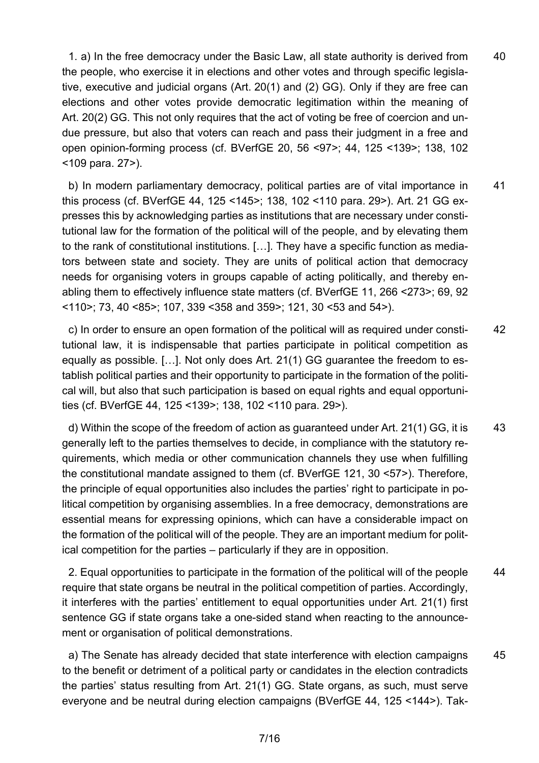40 1. a) In the free democracy under the Basic Law, all state authority is derived from the people, who exercise it in elections and other votes and through specific legislative, executive and judicial organs (Art. 20(1) and (2) GG). Only if they are free can elections and other votes provide democratic legitimation within the meaning of Art. 20(2) GG. This not only requires that the act of voting be free of coercion and undue pressure, but also that voters can reach and pass their judgment in a free and open opinion-forming process (cf. BVerfGE 20, 56 <97>; 44, 125 <139>; 138, 102 <109 para. 27>).

41 b) In modern parliamentary democracy, political parties are of vital importance in this process (cf. BVerfGE 44, 125 <145>; 138, 102 <110 para. 29>). Art. 21 GG expresses this by acknowledging parties as institutions that are necessary under constitutional law for the formation of the political will of the people, and by elevating them to the rank of constitutional institutions. […]. They have a specific function as mediators between state and society. They are units of political action that democracy needs for organising voters in groups capable of acting politically, and thereby enabling them to effectively influence state matters (cf. BVerfGE 11, 266 <273>; 69, 92 <110>; 73, 40 <85>; 107, 339 <358 and 359>; 121, 30 <53 and 54>).

42 c) In order to ensure an open formation of the political will as required under constitutional law, it is indispensable that parties participate in political competition as equally as possible. […]. Not only does Art. 21(1) GG guarantee the freedom to establish political parties and their opportunity to participate in the formation of the political will, but also that such participation is based on equal rights and equal opportunities (cf. BVerfGE 44, 125 <139>; 138, 102 <110 para. 29>).

43 d) Within the scope of the freedom of action as guaranteed under Art. 21(1) GG, it is generally left to the parties themselves to decide, in compliance with the statutory requirements, which media or other communication channels they use when fulfilling the constitutional mandate assigned to them (cf. BVerfGE 121, 30 <57>). Therefore, the principle of equal opportunities also includes the parties' right to participate in political competition by organising assemblies. In a free democracy, demonstrations are essential means for expressing opinions, which can have a considerable impact on the formation of the political will of the people. They are an important medium for political competition for the parties – particularly if they are in opposition.

44 2. Equal opportunities to participate in the formation of the political will of the people require that state organs be neutral in the political competition of parties. Accordingly, it interferes with the parties' entitlement to equal opportunities under Art. 21(1) first sentence GG if state organs take a one-sided stand when reacting to the announcement or organisation of political demonstrations.

45 a) The Senate has already decided that state interference with election campaigns to the benefit or detriment of a political party or candidates in the election contradicts the parties' status resulting from Art. 21(1) GG. State organs, as such, must serve everyone and be neutral during election campaigns (BVerfGE 44, 125 <144>). Tak-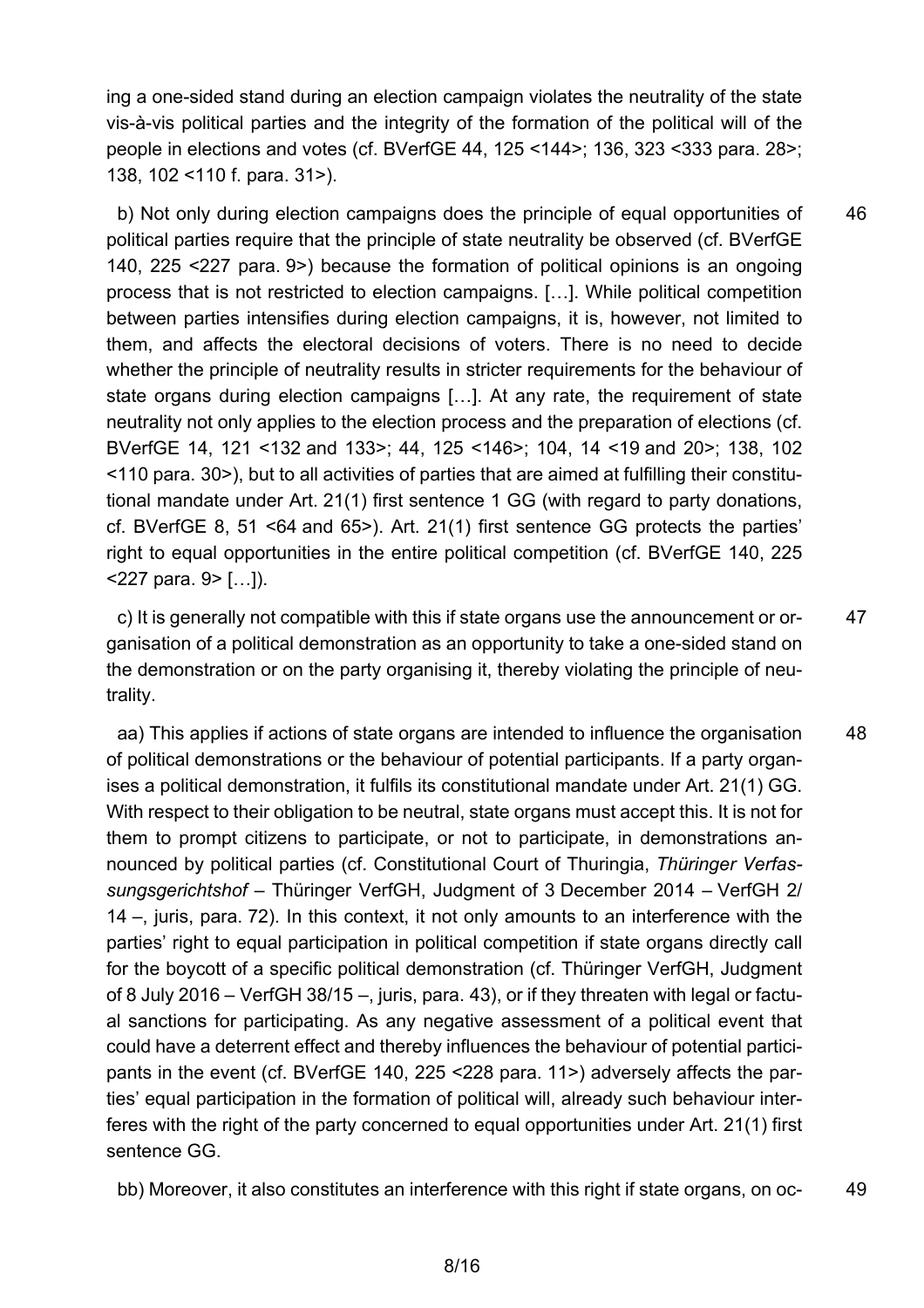ing a one-sided stand during an election campaign violates the neutrality of the state vis-à-vis political parties and the integrity of the formation of the political will of the people in elections and votes (cf. BVerfGE 44, 125 <144>; 136, 323 <333 para. 28>; 138, 102 <110 f. para. 31>).

46 b) Not only during election campaigns does the principle of equal opportunities of political parties require that the principle of state neutrality be observed (cf. BVerfGE 140, 225 <227 para. 9>) because the formation of political opinions is an ongoing process that is not restricted to election campaigns. […]. While political competition between parties intensifies during election campaigns, it is, however, not limited to them, and affects the electoral decisions of voters. There is no need to decide whether the principle of neutrality results in stricter requirements for the behaviour of state organs during election campaigns […]. At any rate, the requirement of state neutrality not only applies to the election process and the preparation of elections (cf. BVerfGE 14, 121 <132 and 133>; 44, 125 <146>; 104, 14 <19 and 20>; 138, 102 <110 para. 30>), but to all activities of parties that are aimed at fulfilling their constitutional mandate under Art. 21(1) first sentence 1 GG (with regard to party donations, cf. BVerfGE 8, 51 <64 and 65>). Art. 21(1) first sentence GG protects the parties' right to equal opportunities in the entire political competition (cf. BVerfGE 140, 225 <227 para. 9> […]).

47 c) It is generally not compatible with this if state organs use the announcement or organisation of a political demonstration as an opportunity to take a one-sided stand on the demonstration or on the party organising it, thereby violating the principle of neutrality.

48 aa) This applies if actions of state organs are intended to influence the organisation of political demonstrations or the behaviour of potential participants. If a party organises a political demonstration, it fulfils its constitutional mandate under Art. 21(1) GG. With respect to their obligation to be neutral, state organs must accept this. It is not for them to prompt citizens to participate, or not to participate, in demonstrations announced by political parties (cf. Constitutional Court of Thuringia, *Thüringer Verfassungsgerichtshof* – Thüringer VerfGH, Judgment of 3 December 2014 – VerfGH 2/14 –, juris, para. 72). In this context, it not only amounts to an interference with the parties' right to equal participation in political competition if state organs directly call for the boycott of a specific political demonstration (cf. Thüringer VerfGH, Judgment of 8 July 2016 – VerfGH 38/15 –, juris, para. 43), or if they threaten with legal or factual sanctions for participating. As any negative assessment of a political event that could have a deterrent effect and thereby influences the behaviour of potential participants in the event (cf. BVerfGE 140, 225 <228 para. 11>) adversely affects the parties' equal participation in the formation of political will, already such behaviour interferes with the right of the party concerned to equal opportunities under Art. 21(1) first sentence GG.

49 bb) Moreover, it also constitutes an interference with this right if state organs, on oc-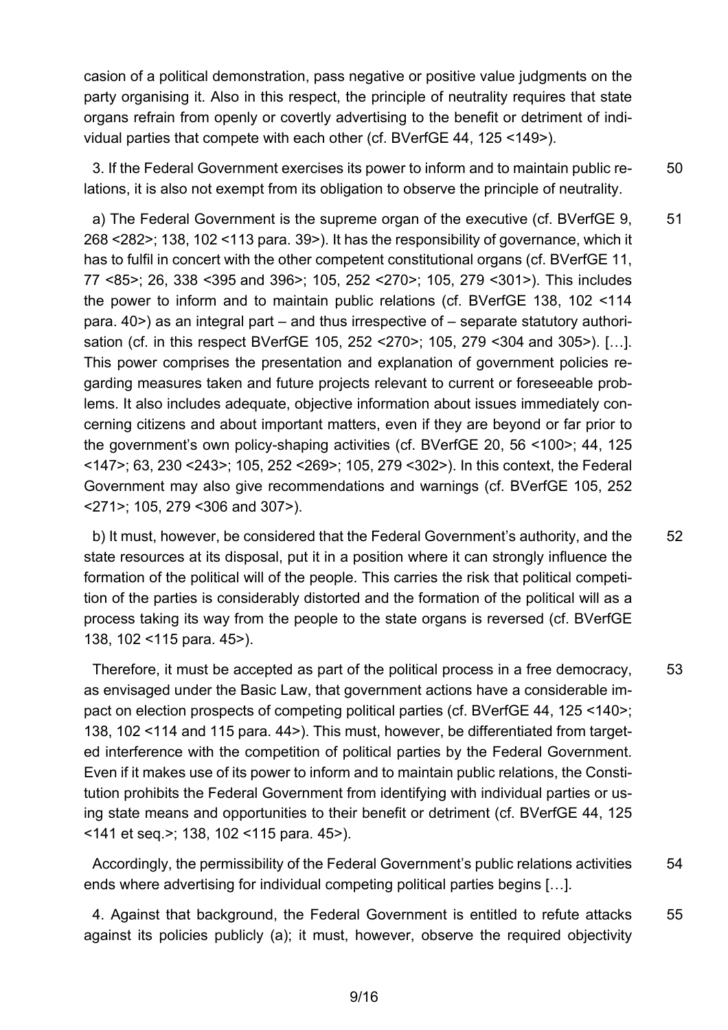casion of a political demonstration, pass negative or positive value judgments on the party organising it. Also in this respect, the principle of neutrality requires that state organs refrain from openly or covertly advertising to the benefit or detriment of individual parties that compete with each other (cf. BVerfGE 44, 125 <149>).

3. If the Federal Government exercises its power to inform and to maintain public relations, it is also not exempt from its obligation to observe the principle of neutrality. 50

a) The Federal Government is the supreme organ of the executive (cf. BVerfGE 9, 268 <282>; 138, 102 <113 para. 39>). It has the responsibility of governance, which it has to fulfil in concert with the other competent constitutional organs (cf. BVerfGE 11, 77 <85>; 26, 338 <395 and 396>; 105, 252 <270>; 105, 279 <301>). This includes the power to inform and to maintain public relations (cf. BVerfGE 138, 102 <114 para. 40>) as an integral part – and thus irrespective of – separate statutory authorisation (cf. in this respect BVerfGE 105, 252 <270>; 105, 279 <304 and 305>). […]. This power comprises the presentation and explanation of government policies regarding measures taken and future projects relevant to current or foreseeable problems. It also includes adequate, objective information about issues immediately concerning citizens and about important matters, even if they are beyond or far prior to the government's own policy-shaping activities (cf. BVerfGE 20, 56 <100>; 44, 125 <147>; 63, 230 <243>; 105, 252 <269>; 105, 279 <302>). In this context, the Federal Government may also give recommendations and warnings (cf. BVerfGE 105, 252 <271>; 105, 279 <306 and 307>). 51

b) It must, however, be considered that the Federal Government's authority, and the state resources at its disposal, put it in a position where it can strongly influence the formation of the political will of the people. This carries the risk that political competition of the parties is considerably distorted and the formation of the political will as a process taking its way from the people to the state organs is reversed (cf. BVerfGE 138, 102 <115 para. 45>). 52

Therefore, it must be accepted as part of the political process in a free democracy, as envisaged under the Basic Law, that government actions have a considerable impact on election prospects of competing political parties (cf. BVerfGE 44, 125 <140>; 138, 102 <114 and 115 para. 44>). This must, however, be differentiated from targeted interference with the competition of political parties by the Federal Government. Even if it makes use of its power to inform and to maintain public relations, the Constitution prohibits the Federal Government from identifying with individual parties or using state means and opportunities to their benefit or detriment (cf. BVerfGE 44, 125 <141 et seq.>; 138, 102 <115 para. 45>). 53

Accordingly, the permissibility of the Federal Government's public relations activities ends where advertising for individual competing political parties begins […]. 54

4. Against that background, the Federal Government is entitled to refute attacks against its policies publicly (a); it must, however, observe the required objectivity 55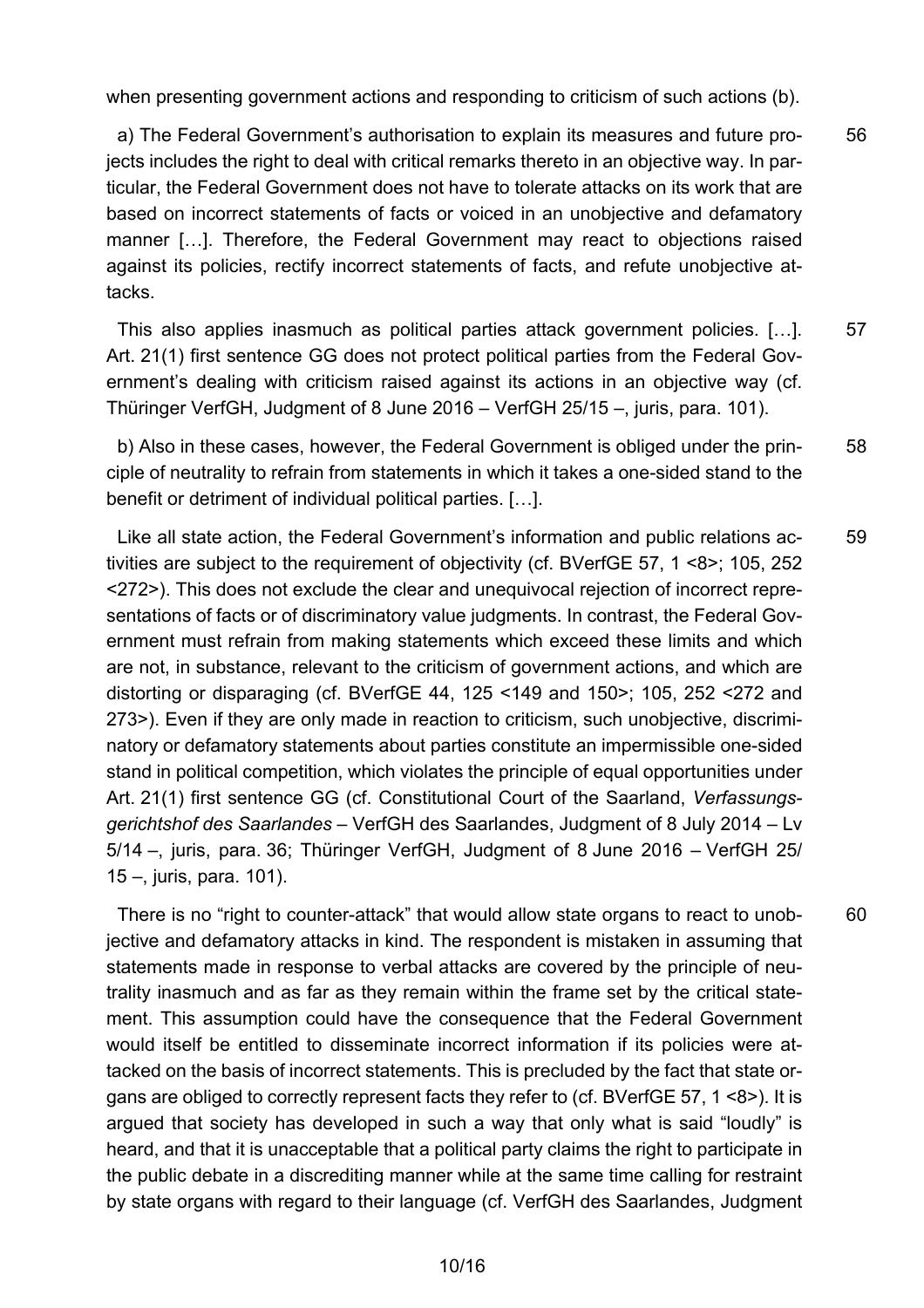when presenting government actions and responding to criticism of such actions (b).

56 a) The Federal Government's authorisation to explain its measures and future projects includes the right to deal with critical remarks thereto in an objective way. In particular, the Federal Government does not have to tolerate attacks on its work that are based on incorrect statements of facts or voiced in an unobjective and defamatory manner […]. Therefore, the Federal Government may react to objections raised against its policies, rectify incorrect statements of facts, and refute unobjective attacks.

57 This also applies inasmuch as political parties attack government policies. […]. Art. 21(1) first sentence GG does not protect political parties from the Federal Government's dealing with criticism raised against its actions in an objective way (cf. Thüringer VerfGH, Judgment of 8 June 2016 – VerfGH 25/15 –, juris, para. 101).

58 b) Also in these cases, however, the Federal Government is obliged under the principle of neutrality to refrain from statements in which it takes a one-sided stand to the benefit or detriment of individual political parties. […].

59 Like all state action, the Federal Government's information and public relations activities are subject to the requirement of objectivity (cf. BVerfGE 57, 1 <8>; 105, 252 <272>). This does not exclude the clear and unequivocal rejection of incorrect representations of facts or of discriminatory value judgments. In contrast, the Federal Government must refrain from making statements which exceed these limits and which are not, in substance, relevant to the criticism of government actions, and which are distorting or disparaging (cf. BVerfGE 44, 125 <149 and 150>; 105, 252 <272 and 273>). Even if they are only made in reaction to criticism, such unobjective, discriminatory or defamatory statements about parties constitute an impermissible one-sided stand in political competition, which violates the principle of equal opportunities under Art. 21(1) first sentence GG (cf. Constitutional Court of the Saarland, *Verfassungsgerichtshof des Saarlandes* – VerfGH des Saarlandes, Judgment of 8 July 2014 – Lv 5/14 –, juris, para. 36; Thüringer VerfGH, Judgment of 8 June 2016 – VerfGH 25/15 –, juris, para. 101).

60 There is no "right to counter-attack" that would allow state organs to react to unobjective and defamatory attacks in kind. The respondent is mistaken in assuming that statements made in response to verbal attacks are covered by the principle of neutrality inasmuch and as far as they remain within the frame set by the critical statement. This assumption could have the consequence that the Federal Government would itself be entitled to disseminate incorrect information if its policies were attacked on the basis of incorrect statements. This is precluded by the fact that state organs are obliged to correctly represent facts they refer to (cf. BVerfGE 57, 1 <8>). It is argued that society has developed in such a way that only what is said "loudly" is heard, and that it is unacceptable that a political party claims the right to participate in the public debate in a discrediting manner while at the same time calling for restraint by state organs with regard to their language (cf. VerfGH des Saarlandes, Judgment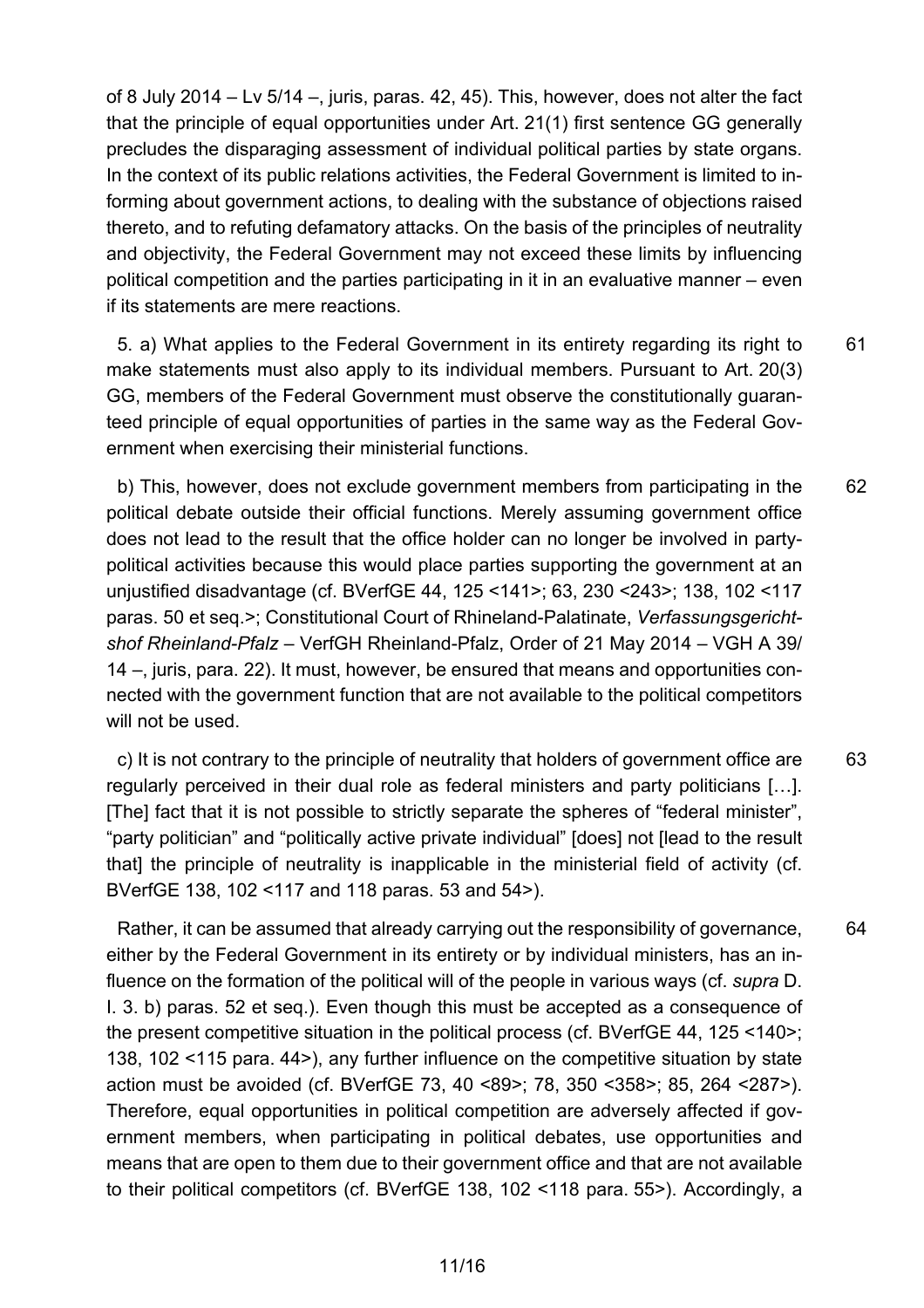of 8 July 2014 – Lv 5/14 –, juris, paras. 42, 45). This, however, does not alter the fact that the principle of equal opportunities under Art. 21(1) first sentence GG generally precludes the disparaging assessment of individual political parties by state organs. In the context of its public relations activities, the Federal Government is limited to informing about government actions, to dealing with the substance of objections raised thereto, and to refuting defamatory attacks. On the basis of the principles of neutrality and objectivity, the Federal Government may not exceed these limits by influencing political competition and the parties participating in it in an evaluative manner – even if its statements are mere reactions.

5. a) What applies to the Federal Government in its entirety regarding its right to make statements must also apply to its individual members. Pursuant to Art. 20(3) GG, members of the Federal Government must observe the constitutionally guaranteed principle of equal opportunities of parties in the same way as the Federal Government when exercising their ministerial functions. 61

b) This, however, does not exclude government members from participating in the political debate outside their official functions. Merely assuming government office does not lead to the result that the office holder can no longer be involved in party-political activities because this would place parties supporting the government at an unjustified disadvantage (cf. BVerfGE 44, 125 <141>; 63, 230 <243>; 138, 102 <117 paras. 50 et seq.>; Constitutional Court of Rhineland-Palatinate, *Verfassungsgerichtshof Rheinland-Pfalz* – VerfGH Rheinland-Pfalz, Order of 21 May 2014 – VGH A 39/14 –, juris, para. 22). It must, however, be ensured that means and opportunities connected with the government function that are not available to the political competitors will not be used. 62

c) It is not contrary to the principle of neutrality that holders of government office are regularly perceived in their dual role as federal ministers and party politicians […]. [The] fact that it is not possible to strictly separate the spheres of "federal minister", "party politician" and "politically active private individual" [does] not [lead to the result that] the principle of neutrality is inapplicable in the ministerial field of activity (cf. BVerfGE 138, 102 <117 and 118 paras. 53 and 54>). 63

Rather, it can be assumed that already carrying out the responsibility of governance, either by the Federal Government in its entirety or by individual ministers, has an influence on the formation of the political will of the people in various ways (cf. *supra* D. I. 3. b) paras. 52 et seq.). Even though this must be accepted as a consequence of the present competitive situation in the political process (cf. BVerfGE 44, 125 <140>; 138, 102 <115 para. 44>), any further influence on the competitive situation by state action must be avoided (cf. BVerfGE 73, 40 <89>; 78, 350 <358>; 85, 264 <287>). Therefore, equal opportunities in political competition are adversely affected if government members, when participating in political debates, use opportunities and means that are open to them due to their government office and that are not available to their political competitors (cf. BVerfGE 138, 102 <118 para. 55>). Accordingly, a 64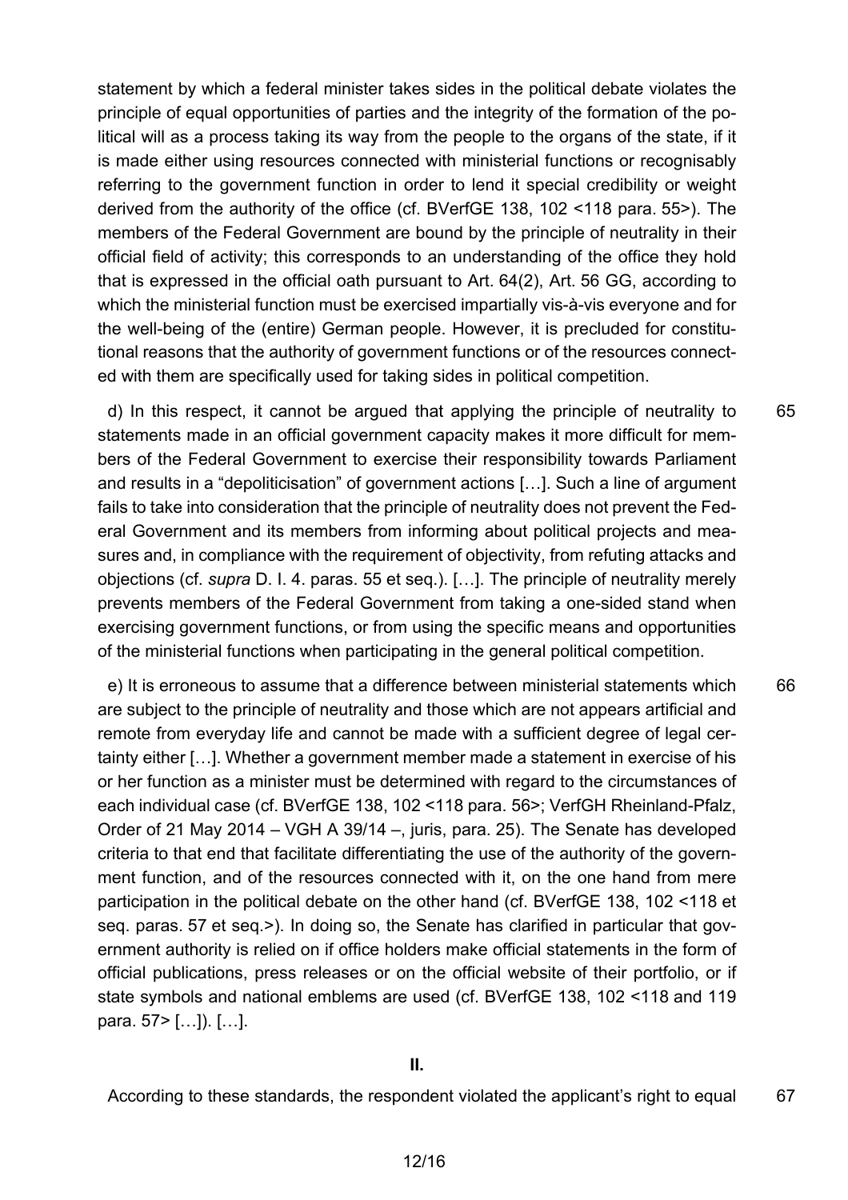statement by which a federal minister takes sides in the political debate violates the principle of equal opportunities of parties and the integrity of the formation of the political will as a process taking its way from the people to the organs of the state, if it is made either using resources connected with ministerial functions or recognisably referring to the government function in order to lend it special credibility or weight derived from the authority of the office (cf. BVerfGE 138, 102 <118 para. 55>). The members of the Federal Government are bound by the principle of neutrality in their official field of activity; this corresponds to an understanding of the office they hold that is expressed in the official oath pursuant to Art. 64(2), Art. 56 GG, according to which the ministerial function must be exercised impartially vis-à-vis everyone and for the well-being of the (entire) German people. However, it is precluded for constitutional reasons that the authority of government functions or of the resources connected with them are specifically used for taking sides in political competition.

65 d) In this respect, it cannot be argued that applying the principle of neutrality to statements made in an official government capacity makes it more difficult for members of the Federal Government to exercise their responsibility towards Parliament and results in a "depoliticisation" of government actions […]. Such a line of argument fails to take into consideration that the principle of neutrality does not prevent the Federal Government and its members from informing about political projects and measures and, in compliance with the requirement of objectivity, from refuting attacks and objections (cf. *supra* D. I. 4. paras. 55 et seq.). […]. The principle of neutrality merely prevents members of the Federal Government from taking a one-sided stand when exercising government functions, or from using the specific means and opportunities of the ministerial functions when participating in the general political competition.

66 e) It is erroneous to assume that a difference between ministerial statements which are subject to the principle of neutrality and those which are not appears artificial and remote from everyday life and cannot be made with a sufficient degree of legal certainty either […]. Whether a government member made a statement in exercise of his or her function as a minister must be determined with regard to the circumstances of each individual case (cf. BVerfGE 138, 102 <118 para. 56>; VerfGH Rheinland-Pfalz, Order of 21 May 2014 – VGH A 39/14 –, juris, para. 25). The Senate has developed criteria to that end that facilitate differentiating the use of the authority of the government function, and of the resources connected with it, on the one hand from mere participation in the political debate on the other hand (cf. BVerfGE 138, 102 <118 et seq. paras. 57 et seq.>). In doing so, the Senate has clarified in particular that government authority is relied on if office holders make official statements in the form of official publications, press releases or on the official website of their portfolio, or if state symbols and national emblems are used (cf. BVerfGE 138, 102 <118 and 119 para. 57> […]). […].

## II.

67 According to these standards, the respondent violated the applicant's right to equal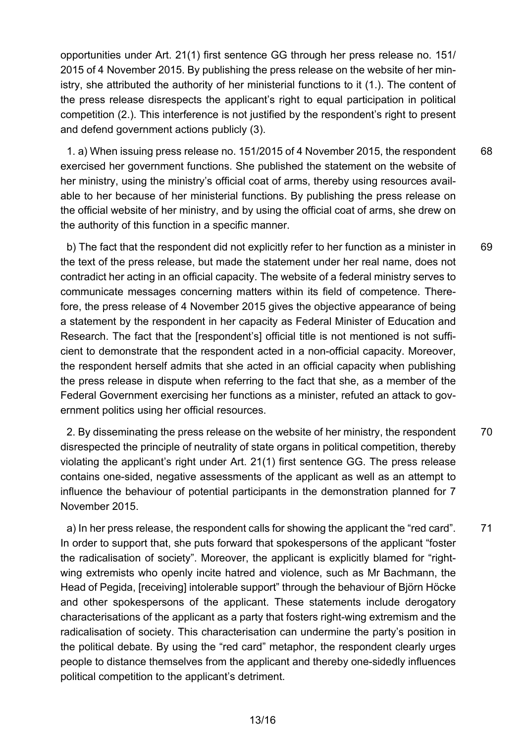opportunities under Art. 21(1) first sentence GG through her press release no. 151/2015 of 4 November 2015. By publishing the press release on the website of her ministry, she attributed the authority of her ministerial functions to it (1.). The content of the press release disrespects the applicant's right to equal participation in political competition (2.). This interference is not justified by the respondent's right to present and defend government actions publicly (3).

68 1. a) When issuing press release no. 151/2015 of 4 November 2015, the respondent exercised her government functions. She published the statement on the website of her ministry, using the ministry's official coat of arms, thereby using resources available to her because of her ministerial functions. By publishing the press release on the official website of her ministry, and by using the official coat of arms, she drew on the authority of this function in a specific manner.

69 b) The fact that the respondent did not explicitly refer to her function as a minister in the text of the press release, but made the statement under her real name, does not contradict her acting in an official capacity. The website of a federal ministry serves to communicate messages concerning matters within its field of competence. Therefore, the press release of 4 November 2015 gives the objective appearance of being a statement by the respondent in her capacity as Federal Minister of Education and Research. The fact that the [respondent's] official title is not mentioned is not sufficient to demonstrate that the respondent acted in a non-official capacity. Moreover, the respondent herself admits that she acted in an official capacity when publishing the press release in dispute when referring to the fact that she, as a member of the Federal Government exercising her functions as a minister, refuted an attack to government politics using her official resources.

70 2. By disseminating the press release on the website of her ministry, the respondent disrespected the principle of neutrality of state organs in political competition, thereby violating the applicant's right under Art. 21(1) first sentence GG. The press release contains one-sided, negative assessments of the applicant as well as an attempt to influence the behaviour of potential participants in the demonstration planned for 7 November 2015.

71 a) In her press release, the respondent calls for showing the applicant the "red card". In order to support that, she puts forward that spokespersons of the applicant "foster the radicalisation of society". Moreover, the applicant is explicitly blamed for "right-wing extremists who openly incite hatred and violence, such as Mr Bachmann, the Head of Pegida, [receiving] intolerable support" through the behaviour of Björn Höcke and other spokespersons of the applicant. These statements include derogatory characterisations of the applicant as a party that fosters right-wing extremism and the radicalisation of society. This characterisation can undermine the party's position in the political debate. By using the "red card" metaphor, the respondent clearly urges people to distance themselves from the applicant and thereby one-sidedly influences political competition to the applicant's detriment.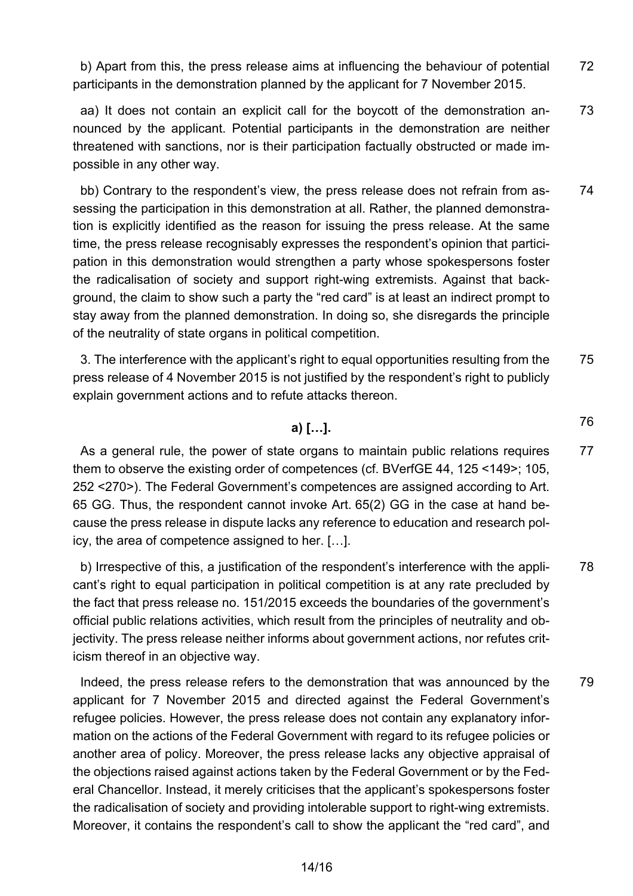b) Apart from this, the press release aims at influencing the behaviour of potential participants in the demonstration planned by the applicant for 7 November 2015. 72

aa) It does not contain an explicit call for the boycott of the demonstration announced by the applicant. Potential participants in the demonstration are neither threatened with sanctions, nor is their participation factually obstructed or made impossible in any other way. 73

bb) Contrary to the respondent's view, the press release does not refrain from assessing the participation in this demonstration at all. Rather, the planned demonstration is explicitly identified as the reason for issuing the press release. At the same time, the press release recognisably expresses the respondent's opinion that participation in this demonstration would strengthen a party whose spokespersons foster the radicalisation of society and support right-wing extremists. Against that background, the claim to show such a party the "red card" is at least an indirect prompt to stay away from the planned demonstration. In doing so, she disregards the principle of the neutrality of state organs in political competition. 74

3. The interference with the applicant's right to equal opportunities resulting from the press release of 4 November 2015 is not justified by the respondent's right to publicly explain government actions and to refute attacks thereon. 75

**a) […].** 76

As a general rule, the power of state organs to maintain public relations requires them to observe the existing order of competences (cf. BVerfGE 44, 125 <149>; 105, 252 <270>). The Federal Government's competences are assigned according to Art. 65 GG. Thus, the respondent cannot invoke Art. 65(2) GG in the case at hand because the press release in dispute lacks any reference to education and research policy, the area of competence assigned to her. […]. 77

b) Irrespective of this, a justification of the respondent's interference with the applicant's right to equal participation in political competition is at any rate precluded by the fact that press release no. 151/2015 exceeds the boundaries of the government's official public relations activities, which result from the principles of neutrality and objectivity. The press release neither informs about government actions, nor refutes criticism thereof in an objective way. 78

Indeed, the press release refers to the demonstration that was announced by the applicant for 7 November 2015 and directed against the Federal Government's refugee policies. However, the press release does not contain any explanatory information on the actions of the Federal Government with regard to its refugee policies or another area of policy. Moreover, the press release lacks any objective appraisal of the objections raised against actions taken by the Federal Government or by the Federal Chancellor. Instead, it merely criticises that the applicant's spokespersons foster the radicalisation of society and providing intolerable support to right-wing extremists. Moreover, it contains the respondent's call to show the applicant the "red card", and 79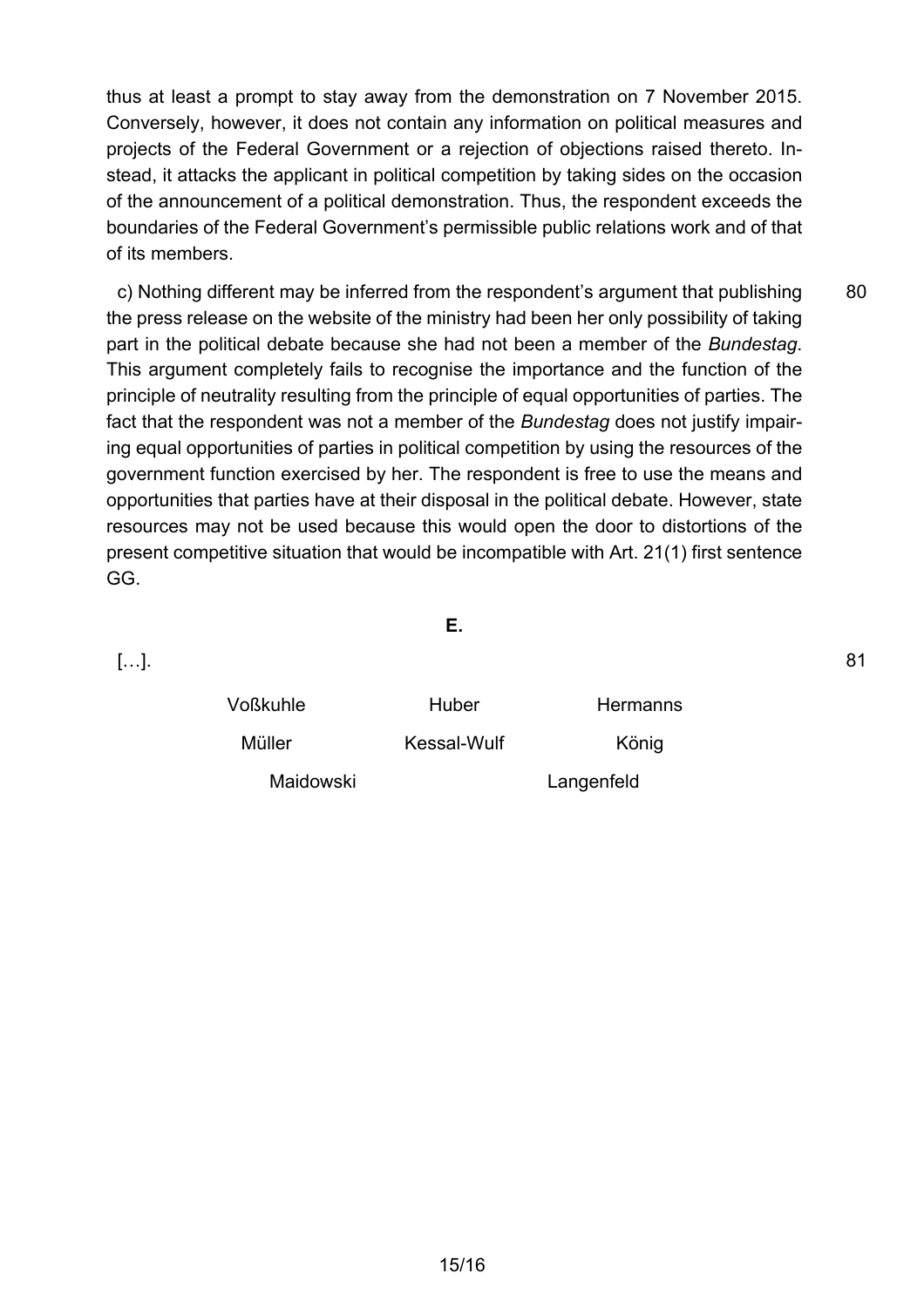thus at least a prompt to stay away from the demonstration on 7 November 2015. Conversely, however, it does not contain any information on political measures and projects of the Federal Government or a rejection of objections raised thereto. Instead, it attacks the applicant in political competition by taking sides on the occasion of the announcement of a political demonstration. Thus, the respondent exceeds the boundaries of the Federal Government's permissible public relations work and of that of its members.

c) Nothing different may be inferred from the respondent's argument that publishing the press release on the website of the ministry had been her only possibility of taking part in the political debate because she had not been a member of the *Bundestag*. This argument completely fails to recognise the importance and the function of the principle of neutrality resulting from the principle of equal opportunities of parties. The fact that the respondent was not a member of the *Bundestag* does not justify impairing equal opportunities of parties in political competition by using the resources of the government function exercised by her. The respondent is free to use the means and opportunities that parties have at their disposal in the political debate. However, state resources may not be used because this would open the door to distortions of the present competitive situation that would be incompatible with Art. 21(1) first sentence GG. 80

**E.**

[…]. 81

Voßkuhle    Huber    Hermanns

Müller    Kessal-Wulf    König

Maidowski    Langenfeld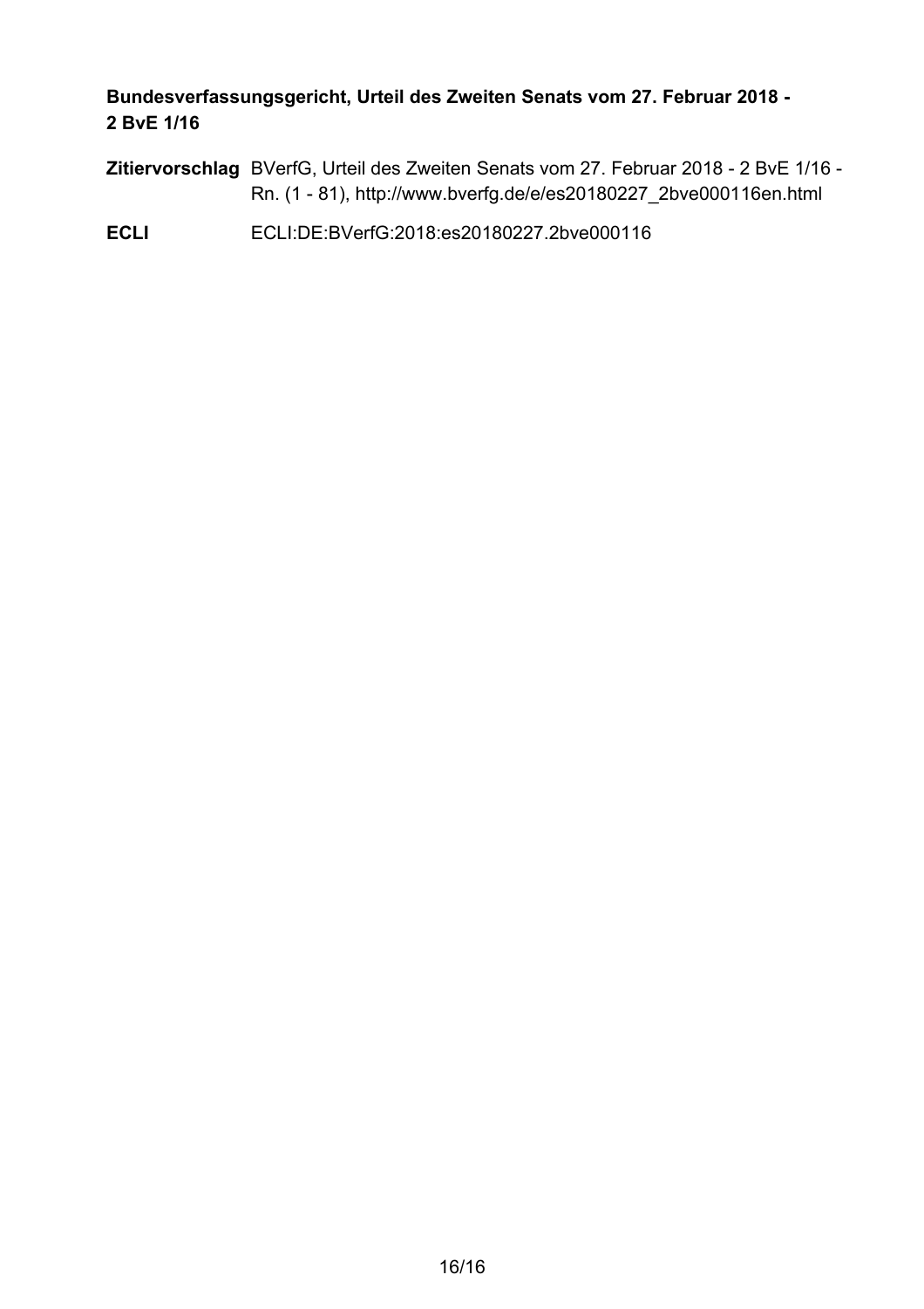**Bundesverfassungsgericht, Urteil des Zweiten Senats vom 27. Februar 2018 - 2 BvE 1/16**

| | |
|---|---|
| **Zitiervorschlag** | BVerfG, Urteil des Zweiten Senats vom 27. Februar 2018 - 2 BvE 1/16 - Rn. (1 - 81), http://www.bverfg.de/e/es20180227_2bve000116en.html |
| **ECLI** | ECLI:DE:BVerfG:2018:es20180227.2bve000116 |